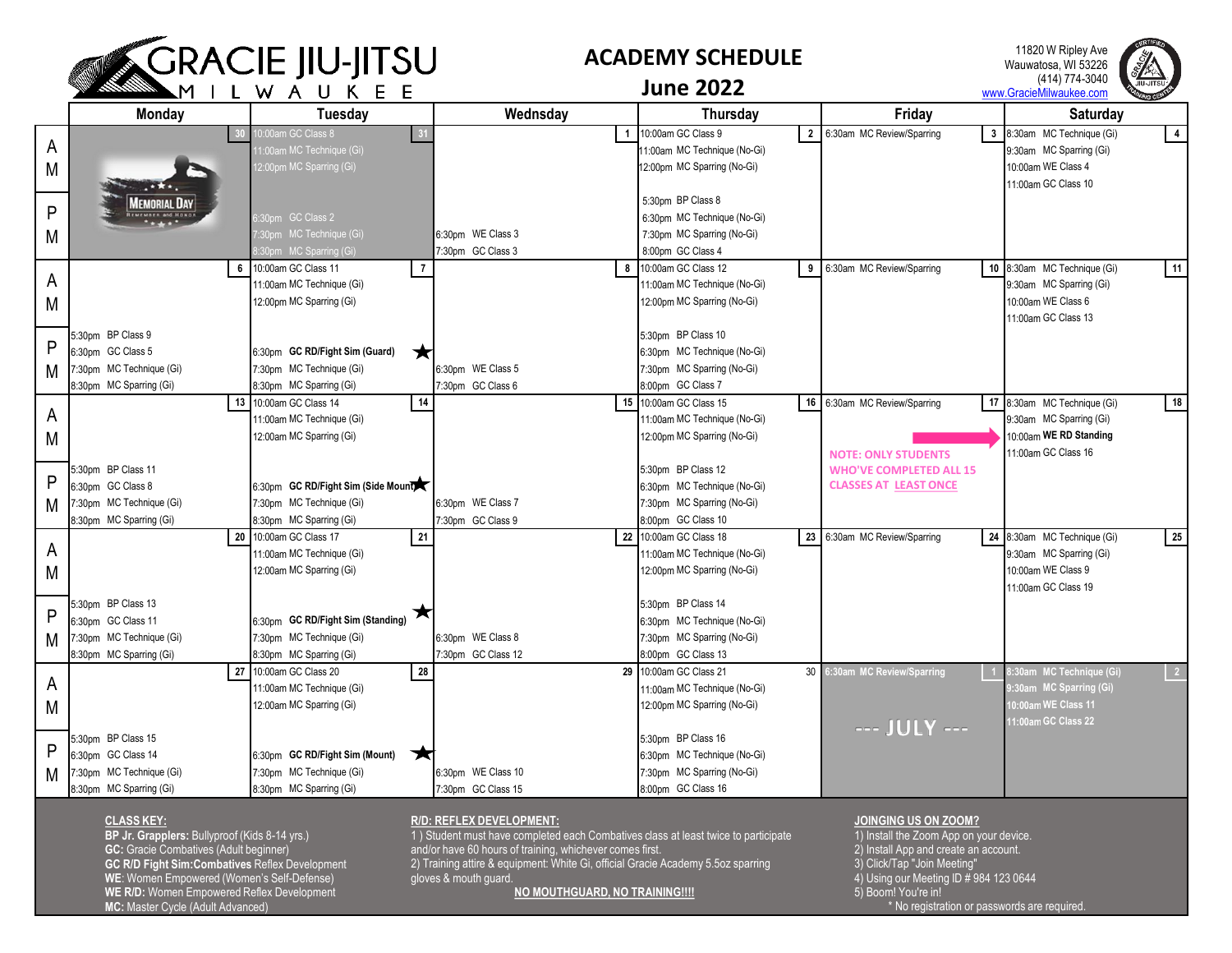# GRACIE JIU-JITSU MILWAUKEE

## ACADEMY SCHEDULE

## June 2022

11820 W Ripley Ave
Wauwatosa, WI 53226
(414) 774-3040
www.GracieMilwaukee.com

| | Monday | Tuesday | Wednsday | Thursday | Friday | Saturday |
|---|---|---|---|---|---|---|
| AM | 30 MEMORIAL DAY | 31 10:00am GC Class 8<br>11:00am MC Technique (Gi)<br>12:00pm MC Sparring (Gi) | 1 | 2 10:00am GC Class 9<br>11:00am MC Technique (No-Gi)<br>12:00pm MC Sparring (No-Gi) | 3 6:30am MC Review/Sparring | 4 8:30am MC Technique (Gi)<br>9:30am MC Sparring (Gi)<br>10:00am WE Class 4<br>11:00am GC Class 10 |
| PM | | 6:30pm GC Class 2<br>7:30pm MC Technique (Gi)<br>8:30pm MC Sparring (Gi) | 6:30pm WE Class 3<br>7:30pm GC Class 3 | 5:30pm BP Class 8<br>6:30pm MC Technique (No-Gi)<br>7:30pm MC Sparring (No-Gi)<br>8:00pm GC Class 4 | | |
| AM | 6 | 7 10:00am GC Class 11<br>11:00am MC Technique (Gi)<br>12:00pm MC Sparring (Gi) | 8 | 9 10:00am GC Class 12<br>11:00am MC Technique (No-Gi)<br>12:00pm MC Sparring (No-Gi) | 10 6:30am MC Review/Sparring | 11 8:30am MC Technique (Gi)<br>9:30am MC Sparring (Gi)<br>10:00am WE Class 6<br>11:00am GC Class 13 |
| PM | 5:30pm BP Class 9<br>6:30pm GC Class 5<br>7:30pm MC Technique (Gi)<br>8:30pm MC Sparring (Gi) | 6:30pm **GC RD/Fight Sim (Guard)** ★<br>7:30pm MC Technique (Gi)<br>8:30pm MC Sparring (Gi) | 6:30pm WE Class 5<br>7:30pm GC Class 6 | 5:30pm BP Class 10<br>6:30pm MC Technique (No-Gi)<br>7:30pm MC Sparring (No-Gi)<br>8:00pm GC Class 7 | | |
| AM | 13 | 14 10:00am GC Class 14<br>11:00am MC Technique (Gi)<br>12:00am MC Sparring (Gi) | 15 | 16 10:00am GC Class 15<br>11:00am MC Technique (No-Gi)<br>12:00pm MC Sparring (No-Gi) | 17 6:30am MC Review/Sparring | 18 8:30am MC Technique (Gi)<br>9:30am MC Sparring (Gi)<br>10:00am **WE RD Standing**<br>11:00am GC Class 16 |
| PM | 5:30pm BP Class 11<br>6:30pm GC Class 8<br>7:30pm MC Technique (Gi)<br>8:30pm MC Sparring (Gi) | 6:30pm **GC RD/Fight Sim (Side Mount)** ★<br>7:30pm MC Technique (Gi)<br>8:30pm MC Sparring (Gi) | 6:30pm WE Class 7<br>7:30pm GC Class 9 | 5:30pm BP Class 12<br>6:30pm MC Technique (No-Gi)<br>7:30pm MC Sparring (No-Gi)<br>8:00pm GC Class 10 | NOTE: ONLY STUDENTS WHO'VE COMPLETED ALL 15 CLASSES AT LEAST ONCE | |
| AM | 20 | 21 10:00am GC Class 17<br>11:00am MC Technique (Gi)<br>12:00am MC Sparring (Gi) | 22 | 23 10:00am GC Class 18<br>11:00am MC Technique (No-Gi)<br>12:00pm MC Sparring (No-Gi) | 24 6:30am MC Review/Sparring | 25 8:30am MC Technique (Gi)<br>9:30am MC Sparring (Gi)<br>10:00am WE Class 9<br>11:00am GC Class 19 |
| PM | 5:30pm BP Class 13<br>6:30pm GC Class 11<br>7:30pm MC Technique (Gi)<br>8:30pm MC Sparring (Gi) | 6:30pm **GC RD/Fight Sim (Standing)** ★<br>7:30pm MC Technique (Gi)<br>8:30pm MC Sparring (Gi) | 6:30pm WE Class 8<br>7:30pm GC Class 12 | 5:30pm BP Class 14<br>6:30pm MC Technique (No-Gi)<br>7:30pm MC Sparring (No-Gi)<br>8:00pm GC Class 13 | | |
| AM | 27 | 28 10:00am GC Class 20<br>11:00am MC Technique (Gi)<br>12:00am MC Sparring (Gi) | 29 | 30 10:00am GC Class 21<br>11:00am MC Technique (No-Gi)<br>12:00pm MC Sparring (No-Gi) | 1 6:30am MC Review/Sparring<br>--- JULY --- | 2 8:30am MC Technique (Gi)<br>9:30am MC Sparring (Gi)<br>10:00am WE Class 11<br>11:00am GC Class 22 |
| PM | 5:30pm BP Class 15<br>6:30pm GC Class 14<br>7:30pm MC Technique (Gi)<br>8:30pm MC Sparring (Gi) | 6:30pm **GC RD/Fight Sim (Mount)** ★<br>7:30pm MC Technique (Gi)<br>8:30pm MC Sparring (Gi) | 6:30pm WE Class 10<br>7:30pm GC Class 15 | 5:30pm BP Class 16<br>6:30pm MC Technique (No-Gi)<br>7:30pm MC Sparring (No-Gi)<br>8:00pm GC Class 16 | | |

**CLASS KEY:**

**BP Jr. Grapplers:** Bullyproof (Kids 8-14 yrs.)
**GC:** Gracie Combatives (Adult beginner)
**GC R/D Fight Sim:Combatives** Reflex Development
**WE**: Women Empowered (Women's Self-Defense)
**WE R/D:** Women Empowered Reflex Development
**MC:** Master Cycle (Adult Advanced)

**R/D: REFLEX DEVELOPMENT:**

1 ) Student must have completed each Combatives class at least twice to participate and/or have 60 hours of training, whichever comes first.
2) Training attire & equipment: White Gi, official Gracie Academy 5.5oz sparring gloves & mouth guard.

**NO MOUTHGUARD, NO TRAINING!!!!**

**JOINGING US ON ZOOM?**

1) Install the Zoom App on your device.
2) Install App and create an account.
3) Click/Tap "Join Meeting"
4) Using our Meeting ID # 984 123 0644
5) Boom! You're in!

\* No registration or passwords are required.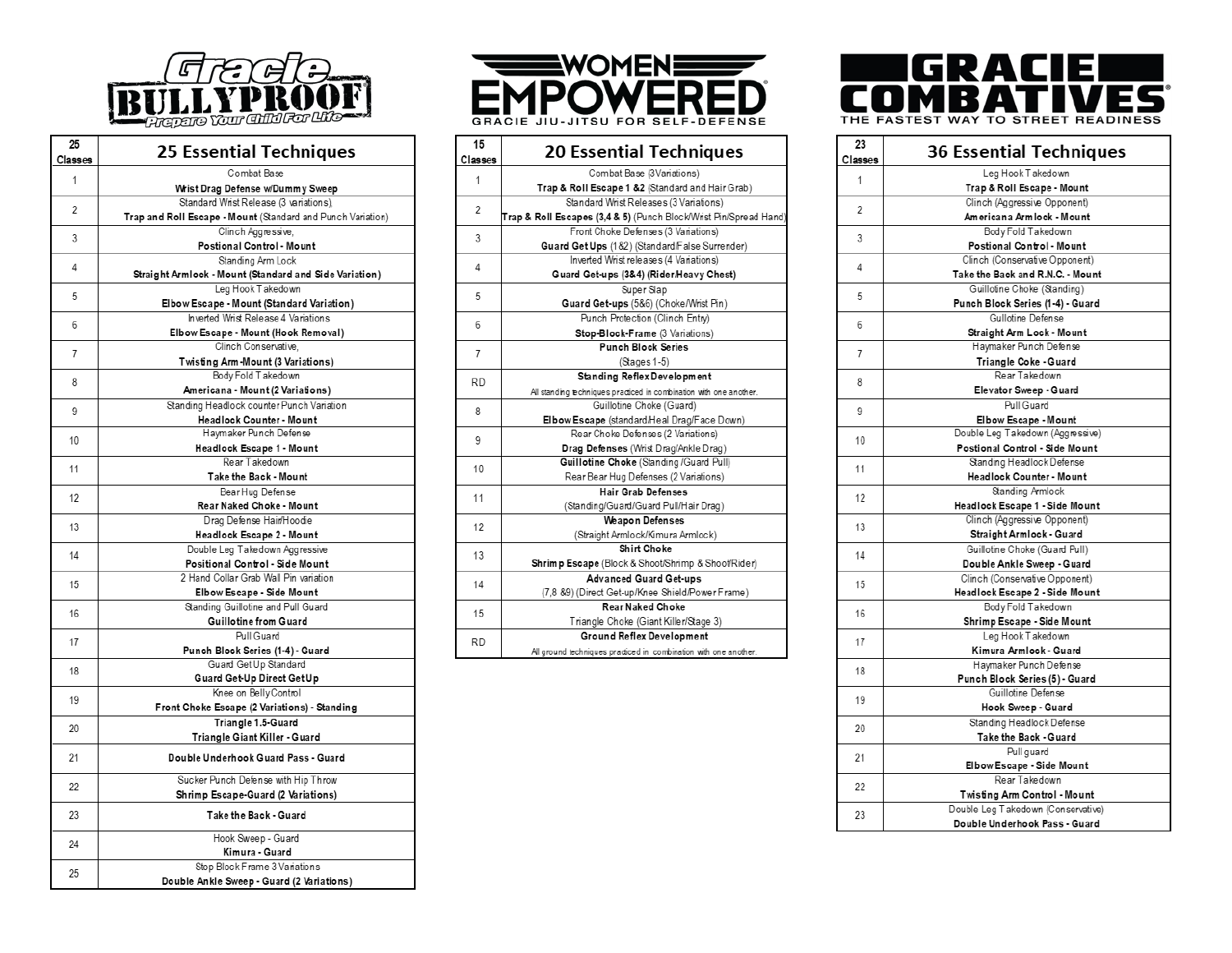## Gracie Bullyproof
**Prepare Your Child For Life**

| 25 Classes | 25 Essential Techniques |
|---|---|
| 1 | Combat Base<br>**Wrist Drag Defense w/Dummy Sweep** |
| 2 | Standard Wrist Release (3 variations)<br>**Trap and Roll Escape - Mount** (Standard and Punch Variation) |
| 3 | Clinch Aggressive,<br>**Postional Control - Mount** |
| 4 | Standing Arm Lock<br>**Straight Armlock - Mount (Standard and Side Variation)** |
| 5 | Leg Hook Takedown<br>**Elbow Escape - Mount (Standard Variation)** |
| 6 | Inverted Wrist Release 4 Variations<br>**Elbow Escape - Mount (Hook Removal)** |
| 7 | Clinch Conservative,<br>**Twisting Arm-Mount (3 Variations)** |
| 8 | Body Fold Takedown<br>**Americana - Mount (2 Variations)** |
| 9 | Standing Headlock counter Punch Variation<br>**Headlock Counter - Mount** |
| 10 | Haymaker Punch Defense<br>**Headlock Escape 1 - Mount** |
| 11 | Rear Takedown<br>**Take the Back - Mount** |
| 12 | Bear Hug Defense<br>**Rear Naked Choke - Mount** |
| 13 | Drag Defense Hair/Hoodie<br>**Headlock Escape 2 - Mount** |
| 14 | Double Leg Takedown Aggressive<br>**Positional Control - Side Mount** |
| 15 | 2 Hand Collar Grab Wall Pin variation<br>**Elbow Escape - Side Mount** |
| 16 | Standing Guillotine and Pull Guard<br>**Guillotine from Guard** |
| 17 | Pull Guard<br>**Punch Block Series (1-4) - Guard** |
| 18 | Guard Get Up Standard<br>**Guard Get-Up Direct Get Up** |
| 19 | Knee on Belly Control<br>**Front Choke Escape (2 Variations) - Standing** |
| 20 | **Triangle 1.5-Guard**<br>**Triangle Giant Killer - Guard** |
| 21 | **Double Underhook Guard Pass - Guard** |
| 22 | Sucker Punch Defense with Hip Throw<br>**Shrimp Escape-Guard (2 Variations)** |
| 23 | **Take the Back - Guard** |
| 24 | Hook Sweep - Guard<br>**Kimura - Guard** |
| 25 | Stop Block Frame 3 Variations<br>**Double Ankle Sweep - Guard (2 Variations)** |

## Women Empowered
**Gracie Jiu-Jitsu for Self-Defense**

| 15 Classes | 20 Essential Techniques |
|---|---|
| 1 | Combat Base (3 Variations)<br>**Trap & Roll Escape 1 &2** (Standard and Hair Grab) |
| 2 | Standard Wrist Releases (3 Variations)<br>**Trap & Roll Escapes (3,4 & 5)** (Punch Block/Wrist Pin/Spread Hand) |
| 3 | Front Choke Defenses (3 Variations)<br>**Guard Get Ups** (1&2) (Standard/False Surrender) |
| 4 | Inverted Wrist releases (4 Variations)<br>**Guard Get-ups (3&4) (Rider/Heavy Chest)** |
| 5 | Super Slap<br>**Guard Get-ups** (5&6) (Choke/Wrist Pin) |
| 6 | Punch Protection (Clinch Entry)<br>**Stop-Block-Frame** (3 Variations) |
| 7 | **Punch Block Series**<br>(Stages 1-5) |
| RD | **Standing Reflex Development**<br>All standing techniques practiced in combination with one another. |
| 8 | Guillotine Choke (Guard)<br>**Elbow Escape** (standard/Heal Drag/Face Down) |
| 9 | Rear Choke Defenses (2 Variations)<br>**Drag Defenses** (Wrist Drag/Ankle Drag) |
| 10 | **Guillotine Choke** (Standing /Guard Pull)<br>Rear Bear Hug Defenses (2 Variations) |
| 11 | **Hair Grab Defenses**<br>(Standing/Guard/Guard Pull/Hair Drag) |
| 12 | **Weapon Defenses**<br>(Straight Armlock/Kimura Armlock) |
| 13 | **Shirt Choke**<br>**Shrimp Escape** (Block & Shoot/Shrimp & Shoot/Rider) |
| 14 | **Advanced Guard Get-ups**<br>(7,8 &9) (Direct Get-up/Knee Shield/Power Frame) |
| 15 | **Rear Naked Choke**<br>Triangle Choke (Giant Killer/Stage 3) |
| RD | **Ground Reflex Development**<br>All ground techniques practiced in combination with one another. |

## Gracie Combatives
**The Fastest Way to Street Readiness**

| 23 Classes | 36 Essential Techniques |
|---|---|
| 1 | Leg Hook Takedown<br>**Trap & Roll Escape - Mount** |
| 2 | Clinch (Aggressive Opponent)<br>**Americana Armlock - Mount** |
| 3 | Body Fold Takedown<br>**Postional Control - Mount** |
| 4 | Clinch (Conservative Opponent)<br>**Take the Back and R.N.C. - Mount** |
| 5 | Guillotine Choke (Standing)<br>**Punch Block Series (1-4) - Guard** |
| 6 | Gullotine Defense<br>**Straight Arm Lock - Mount** |
| 7 | Haymaker Punch Defense<br>**Triangle Coke - Guard** |
| 8 | Rear Takedown<br>**Elevator Sweep - Guard** |
| 9 | Pull Guard<br>**Elbow Escape - Mount** |
| 10 | Double Leg Takedown (Aggressive)<br>**Postional Control - Side Mount** |
| 11 | Standing Headlock Defense<br>**Headlock Counter - Mount** |
| 12 | Standing Armlock<br>**Headlock Escape 1 - Side Mount** |
| 13 | Clinch (Aggressive Opponent)<br>**Straight Armlock - Guard** |
| 14 | Guillotine Choke (Guard Pull)<br>**Double Ankle Sweep - Guard** |
| 15 | Clinch (Conservative Opponent)<br>**Headlock Escape 2 - Side Mount** |
| 16 | Body Fold Takedown<br>**Shrimp Escape - Side Mount** |
| 17 | Leg Hook Takedown<br>**Kimura Armlock - Guard** |
| 18 | Haymaker Punch Defense<br>**Punch Block Series (5) - Guard** |
| 19 | Guillotine Defense<br>**Hook Sweep - Guard** |
| 20 | Standing Headlock Defense<br>**Take the Back - Guard** |
| 21 | Pull guard<br>**Elbow Escape - Side Mount** |
| 22 | Rear Takedown<br>**Twisting Arm Control - Mount** |
| 23 | Double Leg Takedown (Conservative)<br>**Double Underhook Pass - Guard** |